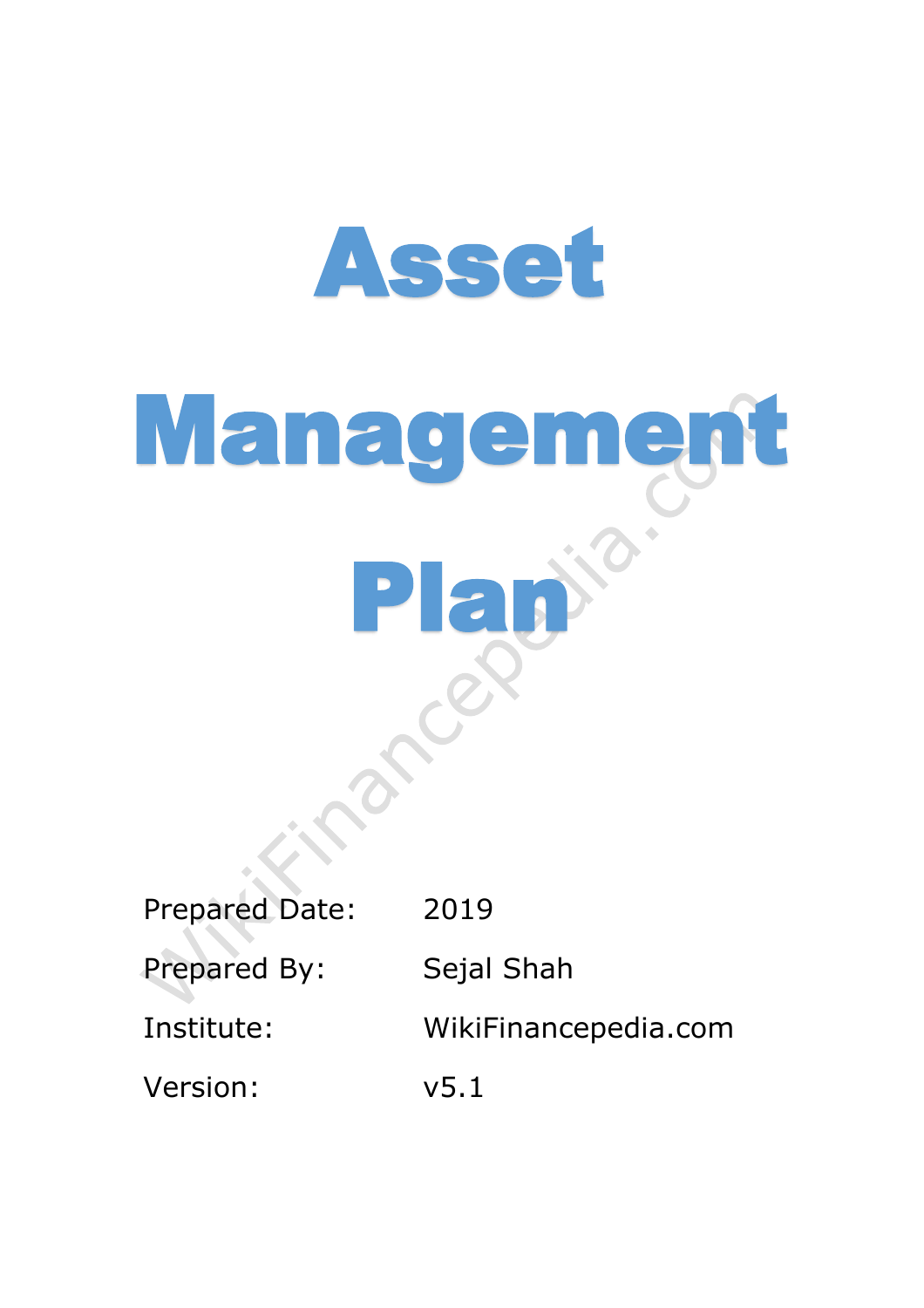# Asset Management Plan

| | |
|---|---|
| Prepared Date: | 2019 |
| Prepared By: | Sejal Shah |
| Institute: | WikiFinancepedia.com |
| Version: | v5.1 |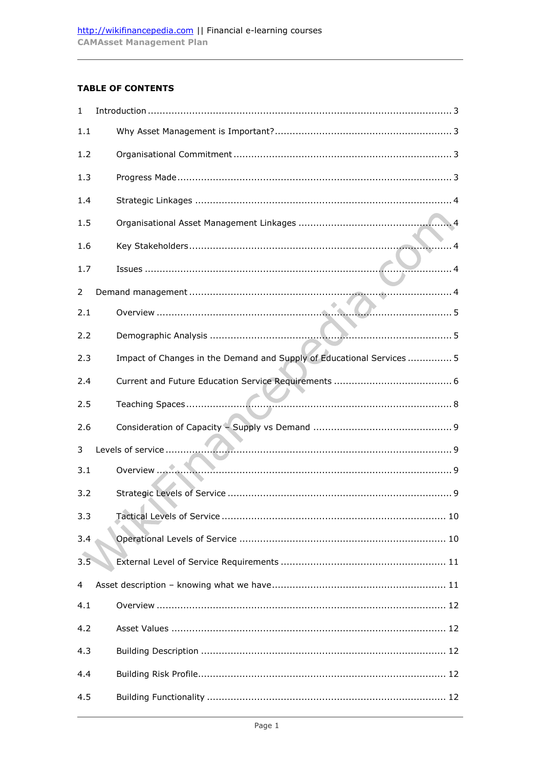**TABLE OF CONTENTS**

| | | |
|---|---|---|
| 1 | Introduction | 3 |
| 1.1 | Why Asset Management is Important? | 3 |
| 1.2 | Organisational Commitment | 3 |
| 1.3 | Progress Made | 3 |
| 1.4 | Strategic Linkages | 4 |
| 1.5 | Organisational Asset Management Linkages | 4 |
| 1.6 | Key Stakeholders | 4 |
| 1.7 | Issues | 4 |
| 2 | Demand management | 4 |
| 2.1 | Overview | 5 |
| 2.2 | Demographic Analysis | 5 |
| 2.3 | Impact of Changes in the Demand and Supply of Educational Services | 5 |
| 2.4 | Current and Future Education Service Requirements | 6 |
| 2.5 | Teaching Spaces | 8 |
| 2.6 | Consideration of Capacity – Supply vs Demand | 9 |
| 3 | Levels of service | 9 |
| 3.1 | Overview | 9 |
| 3.2 | Strategic Levels of Service | 9 |
| 3.3 | Tactical Levels of Service | 10 |
| 3.4 | Operational Levels of Service | 10 |
| 3.5 | External Level of Service Requirements | 11 |
| 4 | Asset description – knowing what we have | 11 |
| 4.1 | Overview | 12 |
| 4.2 | Asset Values | 12 |
| 4.3 | Building Description | 12 |
| 4.4 | Building Risk Profile | 12 |
| 4.5 | Building Functionality | 12 |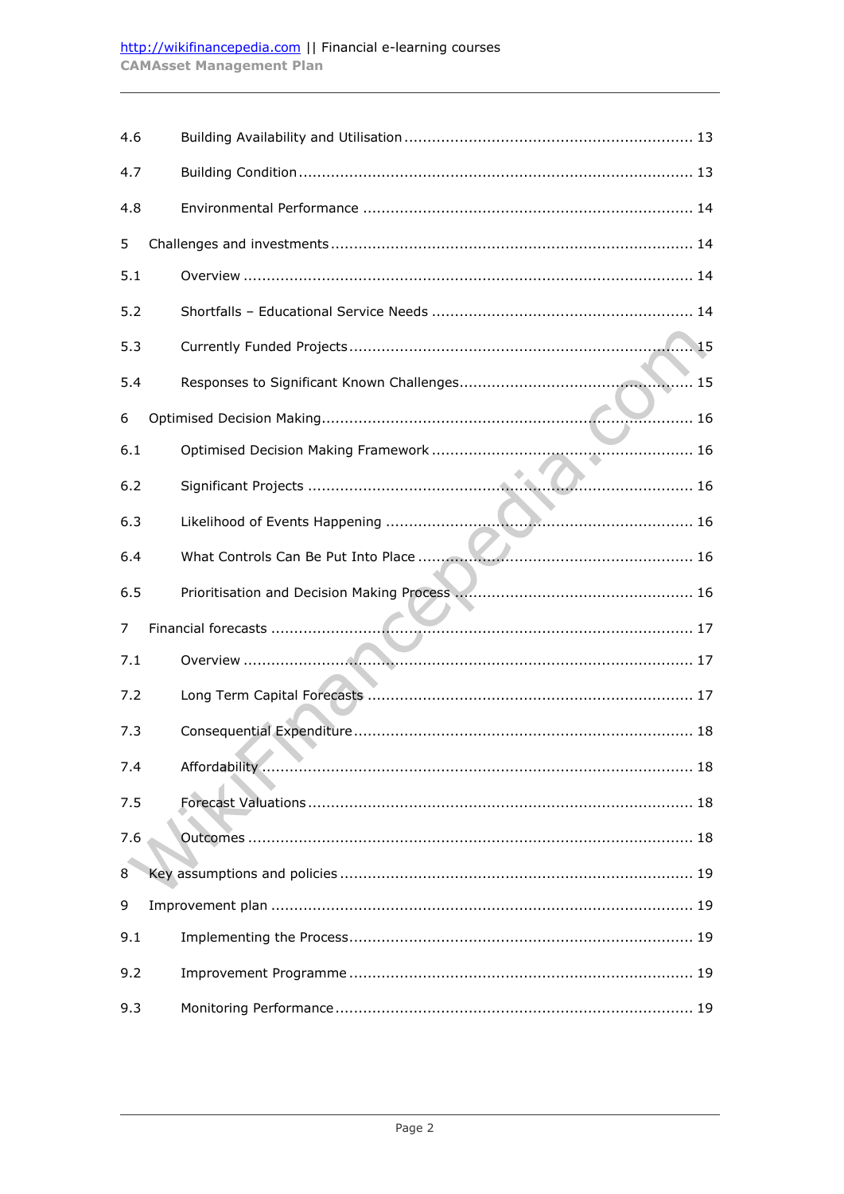| | | |
|---|---|---|
| 4.6 | Building Availability and Utilisation | 13 |
| 4.7 | Building Condition | 13 |
| 4.8 | Environmental Performance | 14 |
| 5 | Challenges and investments | 14 |
| 5.1 | Overview | 14 |
| 5.2 | Shortfalls – Educational Service Needs | 14 |
| 5.3 | Currently Funded Projects | 15 |
| 5.4 | Responses to Significant Known Challenges | 15 |
| 6 | Optimised Decision Making | 16 |
| 6.1 | Optimised Decision Making Framework | 16 |
| 6.2 | Significant Projects | 16 |
| 6.3 | Likelihood of Events Happening | 16 |
| 6.4 | What Controls Can Be Put Into Place | 16 |
| 6.5 | Prioritisation and Decision Making Process | 16 |
| 7 | Financial forecasts | 17 |
| 7.1 | Overview | 17 |
| 7.2 | Long Term Capital Forecasts | 17 |
| 7.3 | Consequential Expenditure | 18 |
| 7.4 | Affordability | 18 |
| 7.5 | Forecast Valuations | 18 |
| 7.6 | Outcomes | 18 |
| 8 | Key assumptions and policies | 19 |
| 9 | Improvement plan | 19 |
| 9.1 | Implementing the Process | 19 |
| 9.2 | Improvement Programme | 19 |
| 9.3 | Monitoring Performance | 19 |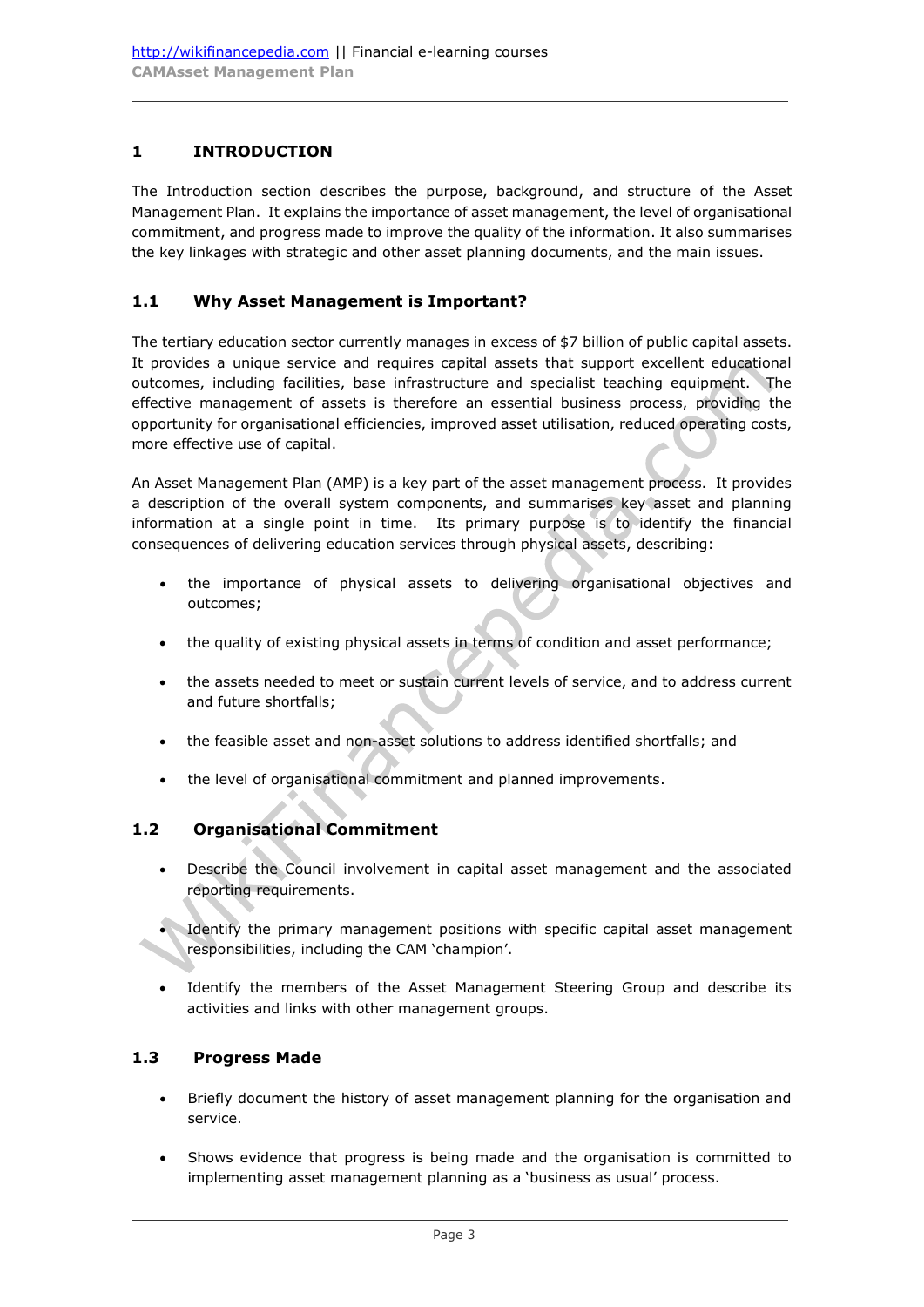# 1 INTRODUCTION

The Introduction section describes the purpose, background, and structure of the Asset Management Plan. It explains the importance of asset management, the level of organisational commitment, and progress made to improve the quality of the information. It also summarises the key linkages with strategic and other asset planning documents, and the main issues.

## 1.1 Why Asset Management is Important?

The tertiary education sector currently manages in excess of $7 billion of public capital assets. It provides a unique service and requires capital assets that support excellent educational outcomes, including facilities, base infrastructure and specialist teaching equipment. The effective management of assets is therefore an essential business process, providing the opportunity for organisational efficiencies, improved asset utilisation, reduced operating costs, more effective use of capital.

An Asset Management Plan (AMP) is a key part of the asset management process. It provides a description of the overall system components, and summarises key asset and planning information at a single point in time. Its primary purpose is to identify the financial consequences of delivering education services through physical assets, describing:

- the importance of physical assets to delivering organisational objectives and outcomes;
- the quality of existing physical assets in terms of condition and asset performance;
- the assets needed to meet or sustain current levels of service, and to address current and future shortfalls;
- the feasible asset and non-asset solutions to address identified shortfalls; and
- the level of organisational commitment and planned improvements.

## 1.2 Organisational Commitment

- Describe the Council involvement in capital asset management and the associated reporting requirements.
- Identify the primary management positions with specific capital asset management responsibilities, including the CAM 'champion'.
- Identify the members of the Asset Management Steering Group and describe its activities and links with other management groups.

## 1.3 Progress Made

- Briefly document the history of asset management planning for the organisation and service.
- Shows evidence that progress is being made and the organisation is committed to implementing asset management planning as a 'business as usual' process.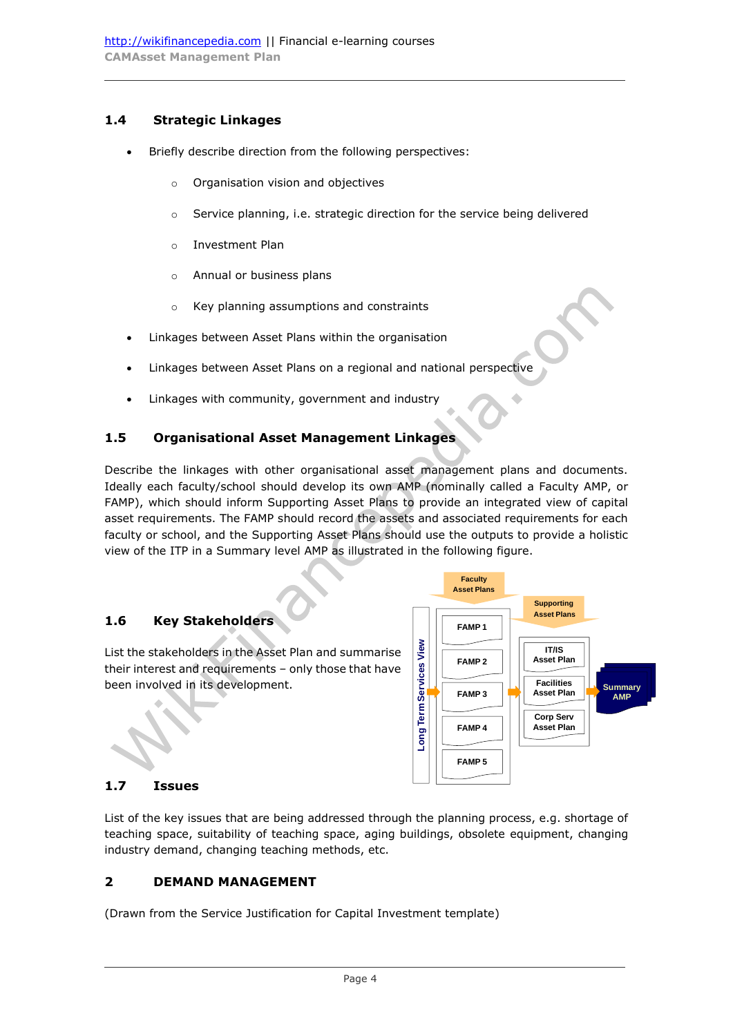### 1.4 Strategic Linkages

- Briefly describe direction from the following perspectives:
  - Organisation vision and objectives
  - Service planning, i.e. strategic direction for the service being delivered
  - Investment Plan
  - Annual or business plans
  - Key planning assumptions and constraints
- Linkages between Asset Plans within the organisation
- Linkages between Asset Plans on a regional and national perspective
- Linkages with community, government and industry

### 1.5 Organisational Asset Management Linkages

Describe the linkages with other organisational asset management plans and documents. Ideally each faculty/school should develop its own AMP (nominally called a Faculty AMP, or FAMP), which should inform Supporting Asset Plans to provide an integrated view of capital asset requirements. The FAMP should record the assets and associated requirements for each faculty or school, and the Supporting Asset Plans should use the outputs to provide a holistic view of the ITP in a Summary level AMP as illustrated in the following figure.

Faculty Asset Plans | Supporting Asset Plans

Long Term Services View: FAMP 1, FAMP 2, FAMP 3, FAMP 4, FAMP 5 → IT/IS Asset Plan, Facilities Asset Plan, Corp Serv Asset Plan → Summary AMP

### 1.6 Key Stakeholders

List the stakeholders in the Asset Plan and summarise their interest and requirements – only those that have been involved in its development.

### 1.7 Issues

List of the key issues that are being addressed through the planning process, e.g. shortage of teaching space, suitability of teaching space, aging buildings, obsolete equipment, changing industry demand, changing teaching methods, etc.

## 2 DEMAND MANAGEMENT

(Drawn from the Service Justification for Capital Investment template)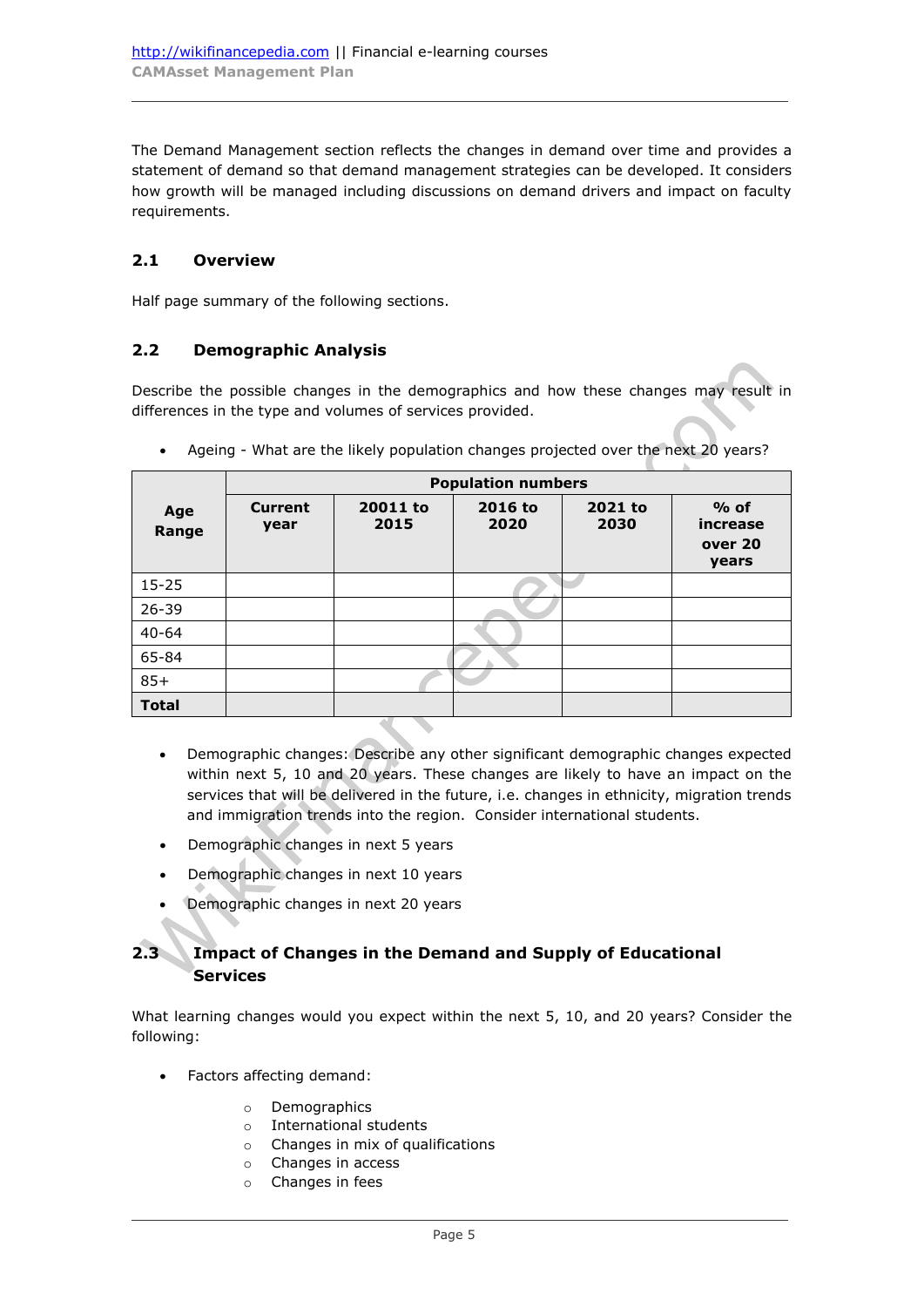The Demand Management section reflects the changes in demand over time and provides a statement of demand so that demand management strategies can be developed. It considers how growth will be managed including discussions on demand drivers and impact on faculty requirements.

## 2.1 Overview

Half page summary of the following sections.

## 2.2 Demographic Analysis

Describe the possible changes in the demographics and how these changes may result in differences in the type and volumes of services provided.

- Ageing - What are the likely population changes projected over the next 20 years?

| Age Range | Population numbers | | | | |
|---|---|---|---|---|---|
| | **Current year** | **20011 to 2015** | **2016 to 2020** | **2021 to 2030** | **% of increase over 20 years** |
| 15-25 | | | | | |
| 26-39 | | | | | |
| 40-64 | | | | | |
| 65-84 | | | | | |
| 85+ | | | | | |
| **Total** | | | | | |

- Demographic changes: Describe any other significant demographic changes expected within next 5, 10 and 20 years. These changes are likely to have an impact on the services that will be delivered in the future, i.e. changes in ethnicity, migration trends and immigration trends into the region. Consider international students.
- Demographic changes in next 5 years
- Demographic changes in next 10 years
- Demographic changes in next 20 years

## 2.3 Impact of Changes in the Demand and Supply of Educational Services

What learning changes would you expect within the next 5, 10, and 20 years? Consider the following:

- Factors affecting demand:
  - Demographics
  - International students
  - Changes in mix of qualifications
  - Changes in access
  - Changes in fees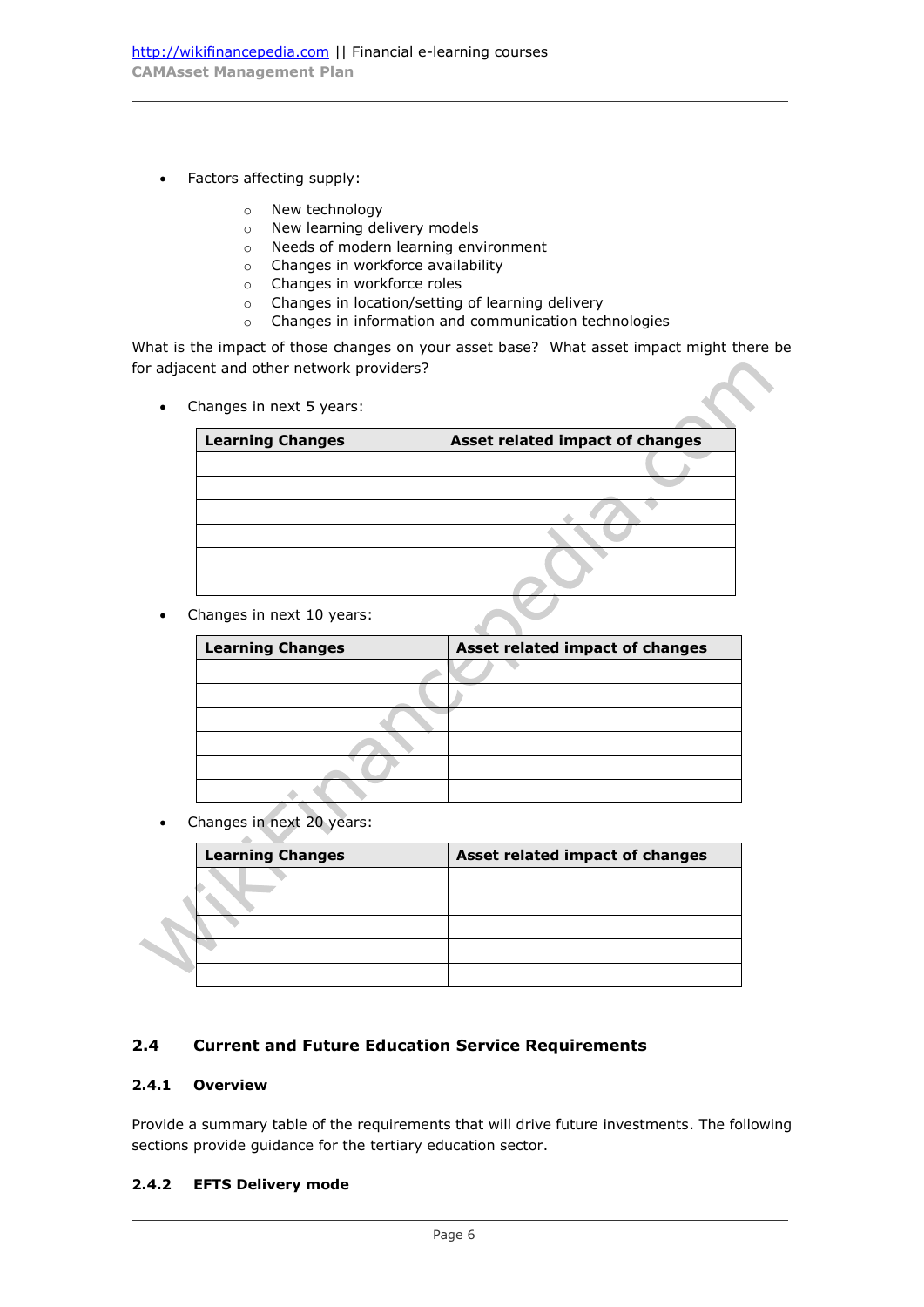- Factors affecting supply:
  - New technology
  - New learning delivery models
  - Needs of modern learning environment
  - Changes in workforce availability
  - Changes in workforce roles
  - Changes in location/setting of learning delivery
  - Changes in information and communication technologies

What is the impact of those changes on your asset base? What asset impact might there be for adjacent and other network providers?

- Changes in next 5 years:

| Learning Changes | Asset related impact of changes |
|---|---|
| | |
| | |
| | |
| | |
| | |
| | |

- Changes in next 10 years:

| Learning Changes | Asset related impact of changes |
|---|---|
| | |
| | |
| | |
| | |
| | |
| | |

- Changes in next 20 years:

| Learning Changes | Asset related impact of changes |
|---|---|
| | |
| | |
| | |
| | |
| | |

## 2.4 Current and Future Education Service Requirements

### 2.4.1 Overview

Provide a summary table of the requirements that will drive future investments. The following sections provide guidance for the tertiary education sector.

### 2.4.2 EFTS Delivery mode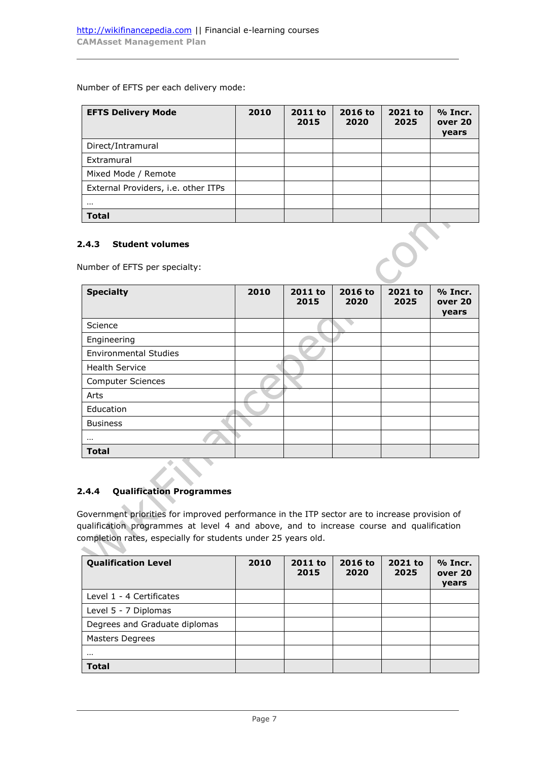Number of EFTS per each delivery mode:

| EFTS Delivery Mode | 2010 | 2011 to 2015 | 2016 to 2020 | 2021 to 2025 | % Incr. over 20 years |
|---|---|---|---|---|---|
| Direct/Intramural | | | | | |
| Extramural | | | | | |
| Mixed Mode / Remote | | | | | |
| External Providers, i.e. other ITPs | | | | | |
| … | | | | | |
| **Total** | | | | | |

### 2.4.3 Student volumes

Number of EFTS per specialty:

| Specialty | 2010 | 2011 to 2015 | 2016 to 2020 | 2021 to 2025 | % Incr. over 20 years |
|---|---|---|---|---|---|
| Science | | | | | |
| Engineering | | | | | |
| Environmental Studies | | | | | |
| Health Service | | | | | |
| Computer Sciences | | | | | |
| Arts | | | | | |
| Education | | | | | |
| Business | | | | | |
| … | | | | | |
| **Total** | | | | | |

### 2.4.4 Qualification Programmes

Government priorities for improved performance in the ITP sector are to increase provision of qualification programmes at level 4 and above, and to increase course and qualification completion rates, especially for students under 25 years old.

| Qualification Level | 2010 | 2011 to 2015 | 2016 to 2020 | 2021 to 2025 | % Incr. over 20 years |
|---|---|---|---|---|---|
| Level 1 - 4 Certificates | | | | | |
| Level 5 - 7 Diplomas | | | | | |
| Degrees and Graduate diplomas | | | | | |
| Masters Degrees | | | | | |
| … | | | | | |
| **Total** | | | | | |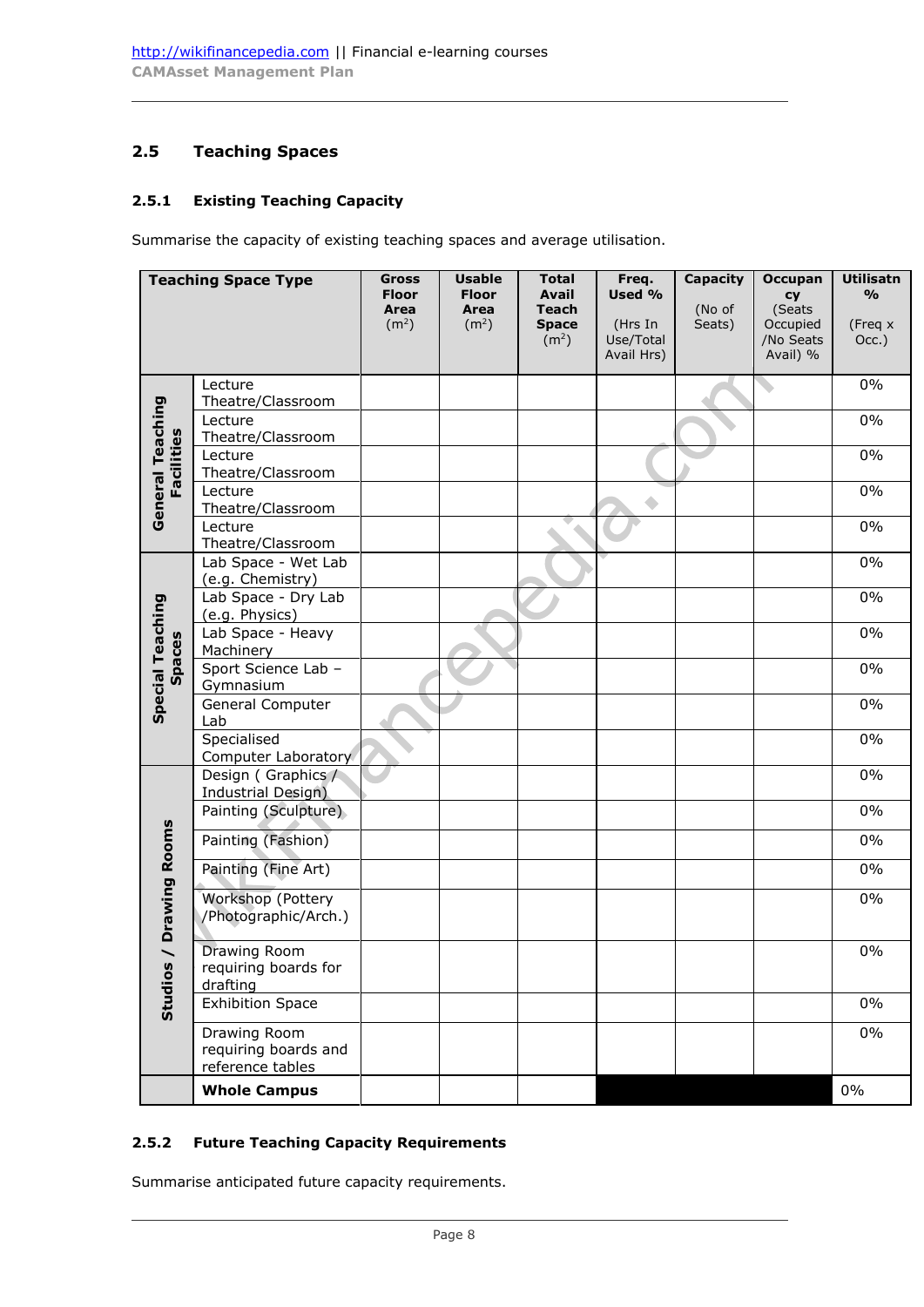## 2.5 Teaching Spaces

### 2.5.1 Existing Teaching Capacity

Summarise the capacity of existing teaching spaces and average utilisation.

| Teaching Space Type | | Gross Floor Area (m$^2$) | Usable Floor Area (m$^2$) | Total Avail Teach Space (m$^2$) | Freq. Used % (Hrs In Use/Total Avail Hrs) | Capacity (No of Seats) | Occupancy (Seats Occupied /No Seats Avail) % | Utilisatn % (Freq x Occ.) |
|---|---|---|---|---|---|---|---|---|
| General Teaching Facilities | Lecture Theatre/Classroom | | | | | | | 0% |
| | Lecture Theatre/Classroom | | | | | | | 0% |
| | Lecture Theatre/Classroom | | | | | | | 0% |
| | Lecture Theatre/Classroom | | | | | | | 0% |
| | Lecture Theatre/Classroom | | | | | | | 0% |
| Special Teaching Spaces | Lab Space - Wet Lab (e.g. Chemistry) | | | | | | | 0% |
| | Lab Space - Dry Lab (e.g. Physics) | | | | | | | 0% |
| | Lab Space - Heavy Machinery | | | | | | | 0% |
| | Sport Science Lab – Gymnasium | | | | | | | 0% |
| | General Computer Lab | | | | | | | 0% |
| | Specialised Computer Laboratory | | | | | | | 0% |
| Studios / Drawing Rooms | Design ( Graphics / Industrial Design) | | | | | | | 0% |
| | Painting (Sculpture) | | | | | | | 0% |
| | Painting (Fashion) | | | | | | | 0% |
| | Painting (Fine Art) | | | | | | | 0% |
| | Workshop (Pottery /Photographic/Arch.) | | | | | | | 0% |
| | Drawing Room requiring boards for drafting | | | | | | | 0% |
| | Exhibition Space | | | | | | | 0% |
| | Drawing Room requiring boards and reference tables | | | | | | | 0% |
| | **Whole Campus** | | | | | | | 0% |

### 2.5.2 Future Teaching Capacity Requirements

Summarise anticipated future capacity requirements.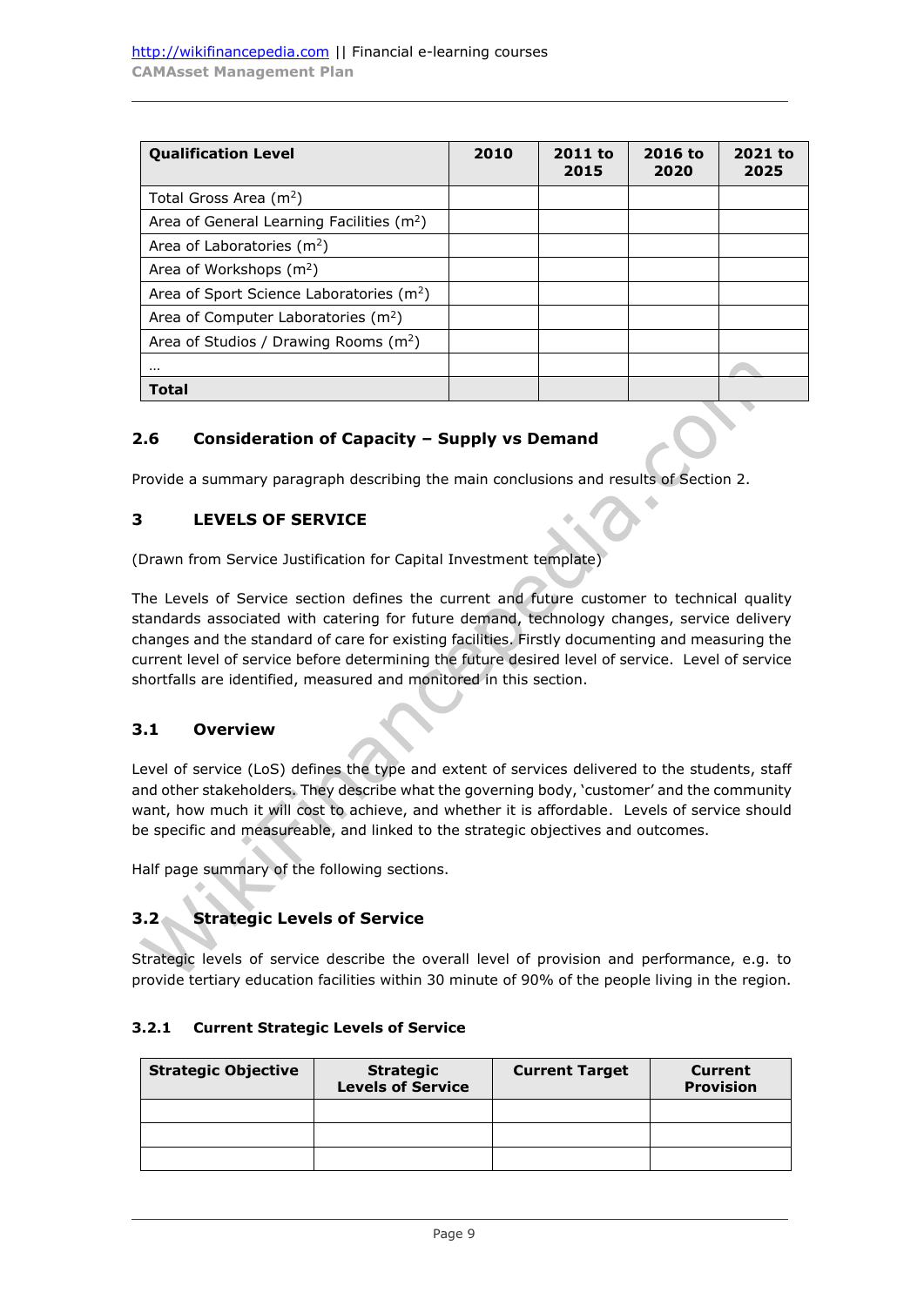| Qualification Level | 2010 | 2011 to 2015 | 2016 to 2020 | 2021 to 2025 |
|---|---|---|---|---|
| Total Gross Area ($m^2$) | | | | |
| Area of General Learning Facilities ($m^2$) | | | | |
| Area of Laboratories ($m^2$) | | | | |
| Area of Workshops ($m^2$) | | | | |
| Area of Sport Science Laboratories ($m^2$) | | | | |
| Area of Computer Laboratories ($m^2$) | | | | |
| Area of Studios / Drawing Rooms ($m^2$) | | | | |
| … | | | | |
| **Total** | | | | |

### 2.6 Consideration of Capacity – Supply vs Demand

Provide a summary paragraph describing the main conclusions and results of Section 2.

## 3 LEVELS OF SERVICE

(Drawn from Service Justification for Capital Investment template)

The Levels of Service section defines the current and future customer to technical quality standards associated with catering for future demand, technology changes, service delivery changes and the standard of care for existing facilities. Firstly documenting and measuring the current level of service before determining the future desired level of service. Level of service shortfalls are identified, measured and monitored in this section.

### 3.1 Overview

Level of service (LoS) defines the type and extent of services delivered to the students, staff and other stakeholders. They describe what the governing body, 'customer' and the community want, how much it will cost to achieve, and whether it is affordable. Levels of service should be specific and measureable, and linked to the strategic objectives and outcomes.

Half page summary of the following sections.

### 3.2 Strategic Levels of Service

Strategic levels of service describe the overall level of provision and performance, e.g. to provide tertiary education facilities within 30 minute of 90% of the people living in the region.

#### 3.2.1 Current Strategic Levels of Service

| Strategic Objective | Strategic Levels of Service | Current Target | Current Provision |
|---|---|---|---|
| | | | |
| | | | |
| | | | |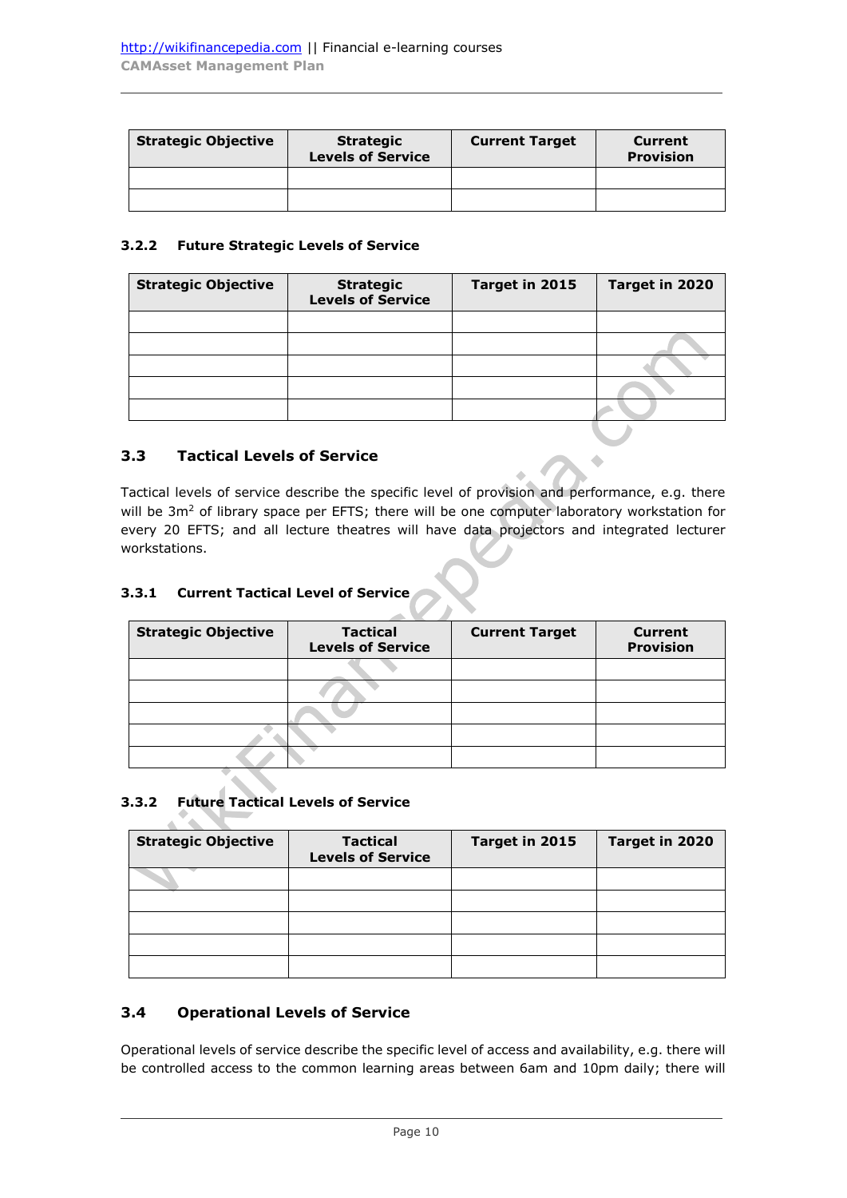| Strategic Objective | Strategic Levels of Service | Current Target | Current Provision |
|---|---|---|---|
| | | | |
| | | | |

#### 3.2.2 Future Strategic Levels of Service

| Strategic Objective | Strategic Levels of Service | Target in 2015 | Target in 2020 |
|---|---|---|---|
| | | | |
| | | | |
| | | | |
| | | | |
| | | | |

### 3.3 Tactical Levels of Service

Tactical levels of service describe the specific level of provision and performance, e.g. there will be $3m^2$ of library space per EFTS; there will be one computer laboratory workstation for every 20 EFTS; and all lecture theatres will have data projectors and integrated lecturer workstations.

#### 3.3.1 Current Tactical Level of Service

| Strategic Objective | Tactical Levels of Service | Current Target | Current Provision |
|---|---|---|---|
| | | | |
| | | | |
| | | | |
| | | | |
| | | | |

#### 3.3.2 Future Tactical Levels of Service

| Strategic Objective | Tactical Levels of Service | Target in 2015 | Target in 2020 |
|---|---|---|---|
| | | | |
| | | | |
| | | | |
| | | | |
| | | | |

### 3.4 Operational Levels of Service

Operational levels of service describe the specific level of access and availability, e.g. there will be controlled access to the common learning areas between 6am and 10pm daily; there will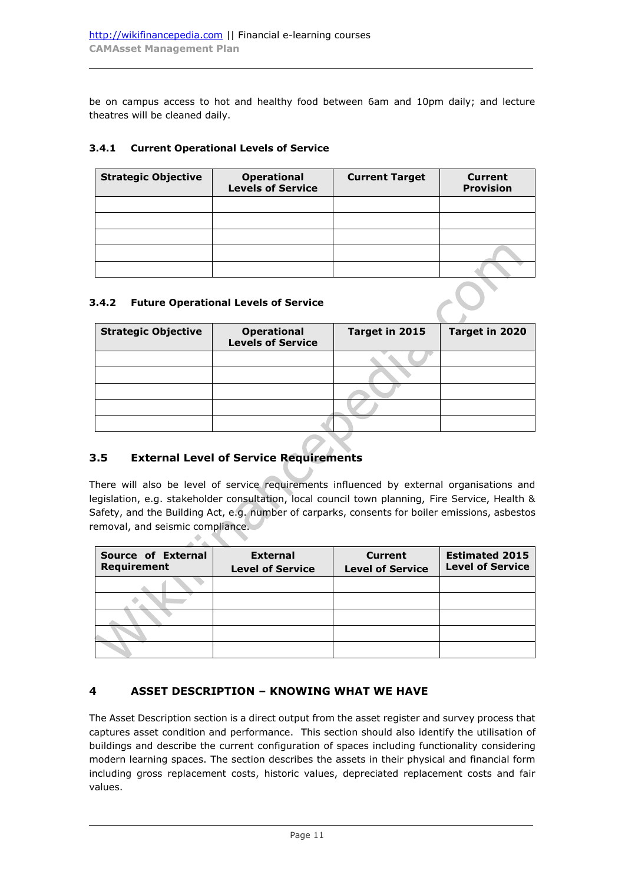be on campus access to hot and healthy food between 6am and 10pm daily; and lecture theatres will be cleaned daily.

### 3.4.1 Current Operational Levels of Service

| Strategic Objective | Operational Levels of Service | Current Target | Current Provision |
|---|---|---|---|
| | | | |
| | | | |
| | | | |
| | | | |
| | | | |

### 3.4.2 Future Operational Levels of Service

| Strategic Objective | Operational Levels of Service | Target in 2015 | Target in 2020 |
|---|---|---|---|
| | | | |
| | | | |
| | | | |
| | | | |
| | | | |

## 3.5 External Level of Service Requirements

There will also be level of service requirements influenced by external organisations and legislation, e.g. stakeholder consultation, local council town planning, Fire Service, Health & Safety, and the Building Act, e.g. number of carparks, consents for boiler emissions, asbestos removal, and seismic compliance.

| Source of External Requirement | External Level of Service | Current Level of Service | Estimated 2015 Level of Service |
|---|---|---|---|
| | | | |
| | | | |
| | | | |
| | | | |
| | | | |

# 4 ASSET DESCRIPTION – KNOWING WHAT WE HAVE

The Asset Description section is a direct output from the asset register and survey process that captures asset condition and performance. This section should also identify the utilisation of buildings and describe the current configuration of spaces including functionality considering modern learning spaces. The section describes the assets in their physical and financial form including gross replacement costs, historic values, depreciated replacement costs and fair values.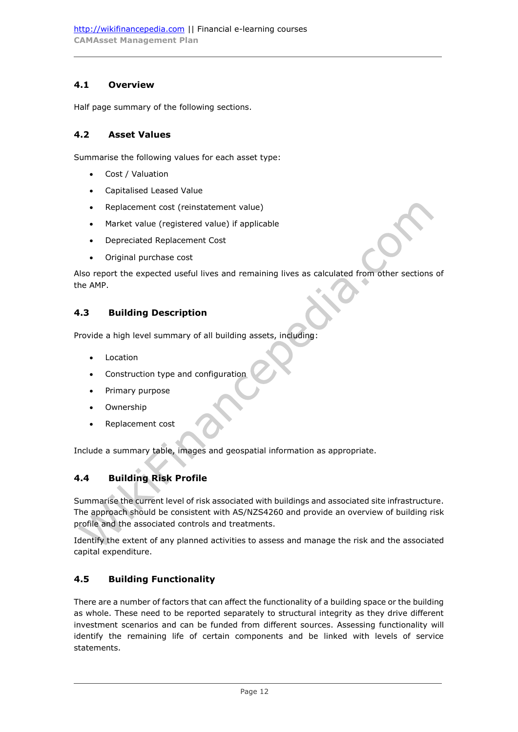### 4.1 Overview

Half page summary of the following sections.

### 4.2 Asset Values

Summarise the following values for each asset type:

- Cost / Valuation
- Capitalised Leased Value
- Replacement cost (reinstatement value)
- Market value (registered value) if applicable
- Depreciated Replacement Cost
- Original purchase cost

Also report the expected useful lives and remaining lives as calculated from other sections of the AMP.

### 4.3 Building Description

Provide a high level summary of all building assets, including:

- Location
- Construction type and configuration
- Primary purpose
- Ownership
- Replacement cost

Include a summary table, images and geospatial information as appropriate.

### 4.4 Building Risk Profile

Summarise the current level of risk associated with buildings and associated site infrastructure. The approach should be consistent with AS/NZS4260 and provide an overview of building risk profile and the associated controls and treatments.

Identify the extent of any planned activities to assess and manage the risk and the associated capital expenditure.

### 4.5 Building Functionality

There are a number of factors that can affect the functionality of a building space or the building as whole. These need to be reported separately to structural integrity as they drive different investment scenarios and can be funded from different sources. Assessing functionality will identify the remaining life of certain components and be linked with levels of service statements.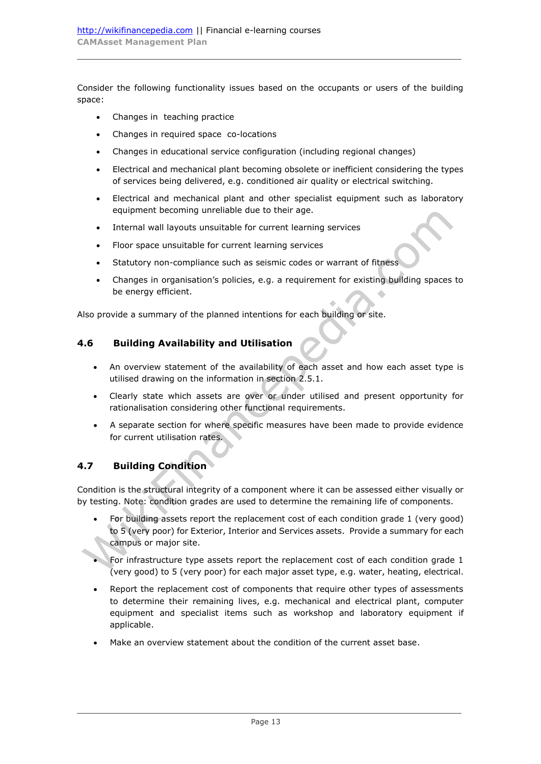Consider the following functionality issues based on the occupants or users of the building space:

- Changes in teaching practice
- Changes in required space co-locations
- Changes in educational service configuration (including regional changes)
- Electrical and mechanical plant becoming obsolete or inefficient considering the types of services being delivered, e.g. conditioned air quality or electrical switching.
- Electrical and mechanical plant and other specialist equipment such as laboratory equipment becoming unreliable due to their age.
- Internal wall layouts unsuitable for current learning services
- Floor space unsuitable for current learning services
- Statutory non-compliance such as seismic codes or warrant of fitness
- Changes in organisation's policies, e.g. a requirement for existing building spaces to be energy efficient.

Also provide a summary of the planned intentions for each building or site.

### 4.6 Building Availability and Utilisation

- An overview statement of the availability of each asset and how each asset type is utilised drawing on the information in section 2.5.1.
- Clearly state which assets are over or under utilised and present opportunity for rationalisation considering other functional requirements.
- A separate section for where specific measures have been made to provide evidence for current utilisation rates.

### 4.7 Building Condition

Condition is the structural integrity of a component where it can be assessed either visually or by testing. Note: condition grades are used to determine the remaining life of components.

- For building assets report the replacement cost of each condition grade 1 (very good) to 5 (very poor) for Exterior, Interior and Services assets. Provide a summary for each campus or major site.
- For infrastructure type assets report the replacement cost of each condition grade 1 (very good) to 5 (very poor) for each major asset type, e.g. water, heating, electrical.
- Report the replacement cost of components that require other types of assessments to determine their remaining lives, e.g. mechanical and electrical plant, computer equipment and specialist items such as workshop and laboratory equipment if applicable.
- Make an overview statement about the condition of the current asset base.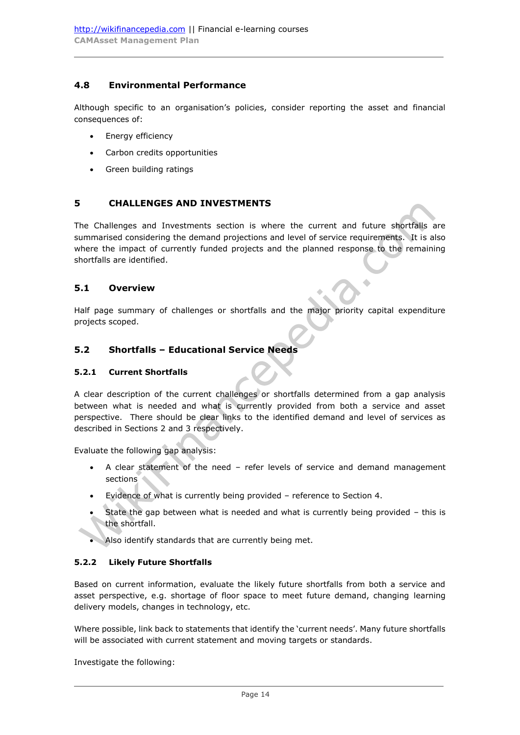### 4.8 Environmental Performance

Although specific to an organisation's policies, consider reporting the asset and financial consequences of:

- Energy efficiency
- Carbon credits opportunities
- Green building ratings

## 5 CHALLENGES AND INVESTMENTS

The Challenges and Investments section is where the current and future shortfalls are summarised considering the demand projections and level of service requirements. It is also where the impact of currently funded projects and the planned response to the remaining shortfalls are identified.

### 5.1 Overview

Half page summary of challenges or shortfalls and the major priority capital expenditure projects scoped.

### 5.2 Shortfalls – Educational Service Needs

#### 5.2.1 Current Shortfalls

A clear description of the current challenges or shortfalls determined from a gap analysis between what is needed and what is currently provided from both a service and asset perspective. There should be clear links to the identified demand and level of services as described in Sections 2 and 3 respectively.

Evaluate the following gap analysis:

- A clear statement of the need – refer levels of service and demand management sections
- Evidence of what is currently being provided – reference to Section 4.
- State the gap between what is needed and what is currently being provided – this is the shortfall.
- Also identify standards that are currently being met.

#### 5.2.2 Likely Future Shortfalls

Based on current information, evaluate the likely future shortfalls from both a service and asset perspective, e.g. shortage of floor space to meet future demand, changing learning delivery models, changes in technology, etc.

Where possible, link back to statements that identify the 'current needs'. Many future shortfalls will be associated with current statement and moving targets or standards.

Investigate the following: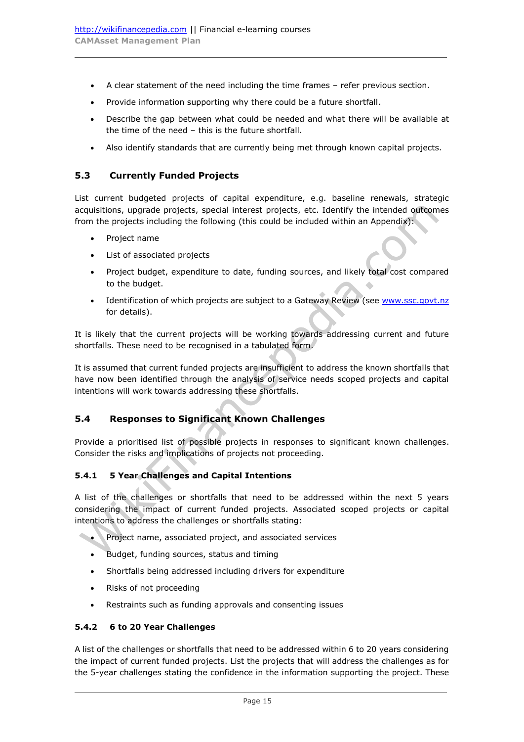- A clear statement of the need including the time frames – refer previous section.
- Provide information supporting why there could be a future shortfall.
- Describe the gap between what could be needed and what there will be available at the time of the need – this is the future shortfall.
- Also identify standards that are currently being met through known capital projects.

## 5.3 Currently Funded Projects

List current budgeted projects of capital expenditure, e.g. baseline renewals, strategic acquisitions, upgrade projects, special interest projects, etc. Identify the intended outcomes from the projects including the following (this could be included within an Appendix):

- Project name
- List of associated projects
- Project budget, expenditure to date, funding sources, and likely total cost compared to the budget.
- Identification of which projects are subject to a Gateway Review (see [www.ssc.govt.nz](http://www.ssc.govt.nz) for details).

It is likely that the current projects will be working towards addressing current and future shortfalls. These need to be recognised in a tabulated form.

It is assumed that current funded projects are insufficient to address the known shortfalls that have now been identified through the analysis of service needs scoped projects and capital intentions will work towards addressing these shortfalls.

## 5.4 Responses to Significant Known Challenges

Provide a prioritised list of possible projects in responses to significant known challenges. Consider the risks and implications of projects not proceeding.

### 5.4.1 5 Year Challenges and Capital Intentions

A list of the challenges or shortfalls that need to be addressed within the next 5 years considering the impact of current funded projects. Associated scoped projects or capital intentions to address the challenges or shortfalls stating:

- Project name, associated project, and associated services
- Budget, funding sources, status and timing
- Shortfalls being addressed including drivers for expenditure
- Risks of not proceeding
- Restraints such as funding approvals and consenting issues

### 5.4.2 6 to 20 Year Challenges

A list of the challenges or shortfalls that need to be addressed within 6 to 20 years considering the impact of current funded projects. List the projects that will address the challenges as for the 5-year challenges stating the confidence in the information supporting the project. These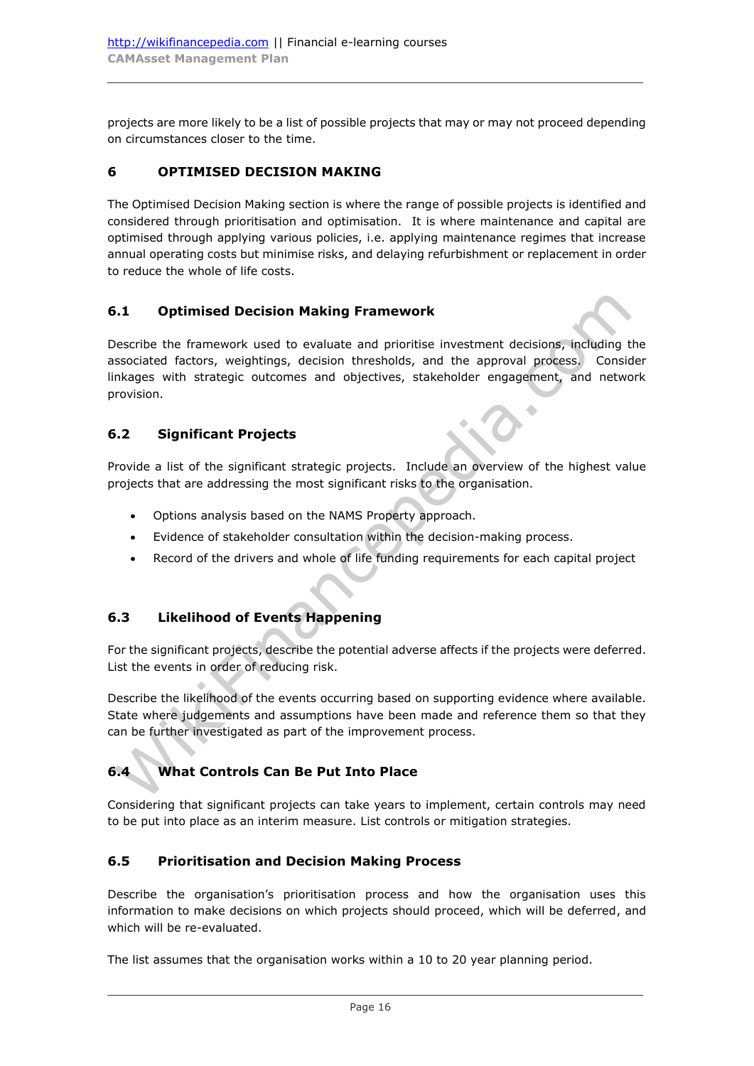projects are more likely to be a list of possible projects that may or may not proceed depending on circumstances closer to the time.

## 6 OPTIMISED DECISION MAKING

The Optimised Decision Making section is where the range of possible projects is identified and considered through prioritisation and optimisation. It is where maintenance and capital are optimised through applying various policies, i.e. applying maintenance regimes that increase annual operating costs but minimise risks, and delaying refurbishment or replacement in order to reduce the whole of life costs.

### 6.1 Optimised Decision Making Framework

Describe the framework used to evaluate and prioritise investment decisions, including the associated factors, weightings, decision thresholds, and the approval process. Consider linkages with strategic outcomes and objectives, stakeholder engagement, and network provision.

### 6.2 Significant Projects

Provide a list of the significant strategic projects. Include an overview of the highest value projects that are addressing the most significant risks to the organisation.

- Options analysis based on the NAMS Property approach.
- Evidence of stakeholder consultation within the decision-making process.
- Record of the drivers and whole of life funding requirements for each capital project

### 6.3 Likelihood of Events Happening

For the significant projects, describe the potential adverse affects if the projects were deferred. List the events in order of reducing risk.

Describe the likelihood of the events occurring based on supporting evidence where available. State where judgements and assumptions have been made and reference them so that they can be further investigated as part of the improvement process.

### 6.4 What Controls Can Be Put Into Place

Considering that significant projects can take years to implement, certain controls may need to be put into place as an interim measure. List controls or mitigation strategies.

### 6.5 Prioritisation and Decision Making Process

Describe the organisation's prioritisation process and how the organisation uses this information to make decisions on which projects should proceed, which will be deferred, and which will be re-evaluated.

The list assumes that the organisation works within a 10 to 20 year planning period.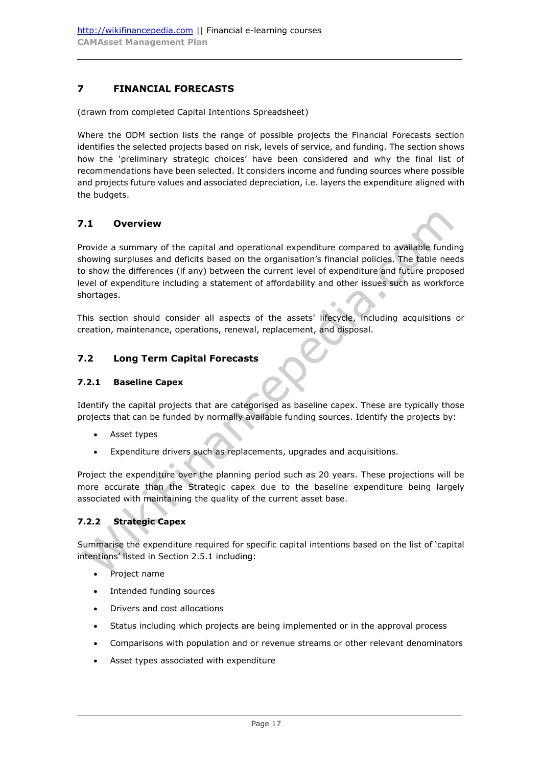# 7 FINANCIAL FORECASTS

(drawn from completed Capital Intentions Spreadsheet)

Where the ODM section lists the range of possible projects the Financial Forecasts section identifies the selected projects based on risk, levels of service, and funding. The section shows how the 'preliminary strategic choices' have been considered and why the final list of recommendations have been selected. It considers income and funding sources where possible and projects future values and associated depreciation, i.e. layers the expenditure aligned with the budgets.

## 7.1 Overview

Provide a summary of the capital and operational expenditure compared to available funding showing surpluses and deficits based on the organisation's financial policies. The table needs to show the differences (if any) between the current level of expenditure and future proposed level of expenditure including a statement of affordability and other issues such as workforce shortages.

This section should consider all aspects of the assets' lifecycle, including acquisitions or creation, maintenance, operations, renewal, replacement, and disposal.

## 7.2 Long Term Capital Forecasts

### 7.2.1 Baseline Capex

Identify the capital projects that are categorised as baseline capex. These are typically those projects that can be funded by normally available funding sources. Identify the projects by:

- Asset types
- Expenditure drivers such as replacements, upgrades and acquisitions.

Project the expenditure over the planning period such as 20 years. These projections will be more accurate than the Strategic capex due to the baseline expenditure being largely associated with maintaining the quality of the current asset base.

### 7.2.2 Strategic Capex

Summarise the expenditure required for specific capital intentions based on the list of 'capital intentions' listed in Section 2.5.1 including:

- Project name
- Intended funding sources
- Drivers and cost allocations
- Status including which projects are being implemented or in the approval process
- Comparisons with population and or revenue streams or other relevant denominators
- Asset types associated with expenditure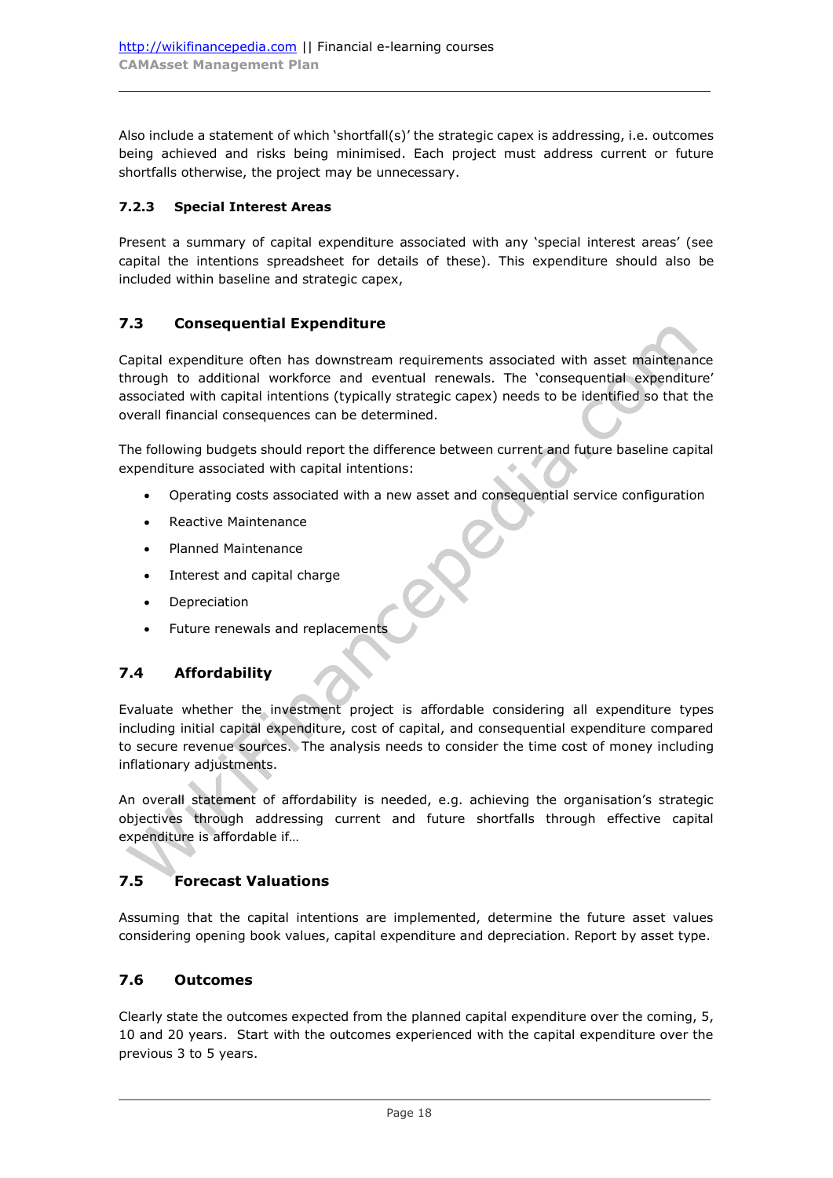Also include a statement of which 'shortfall(s)' the strategic capex is addressing, i.e. outcomes being achieved and risks being minimised. Each project must address current or future shortfalls otherwise, the project may be unnecessary.

#### 7.2.3 Special Interest Areas

Present a summary of capital expenditure associated with any 'special interest areas' (see capital the intentions spreadsheet for details of these). This expenditure should also be included within baseline and strategic capex,

### 7.3 Consequential Expenditure

Capital expenditure often has downstream requirements associated with asset maintenance through to additional workforce and eventual renewals. The 'consequential expenditure' associated with capital intentions (typically strategic capex) needs to be identified so that the overall financial consequences can be determined.

The following budgets should report the difference between current and future baseline capital expenditure associated with capital intentions:

- Operating costs associated with a new asset and consequential service configuration
- Reactive Maintenance
- Planned Maintenance
- Interest and capital charge
- Depreciation
- Future renewals and replacements

### 7.4 Affordability

Evaluate whether the investment project is affordable considering all expenditure types including initial capital expenditure, cost of capital, and consequential expenditure compared to secure revenue sources. The analysis needs to consider the time cost of money including inflationary adjustments.

An overall statement of affordability is needed, e.g. achieving the organisation's strategic objectives through addressing current and future shortfalls through effective capital expenditure is affordable if…

### 7.5 Forecast Valuations

Assuming that the capital intentions are implemented, determine the future asset values considering opening book values, capital expenditure and depreciation. Report by asset type.

### 7.6 Outcomes

Clearly state the outcomes expected from the planned capital expenditure over the coming, 5, 10 and 20 years. Start with the outcomes experienced with the capital expenditure over the previous 3 to 5 years.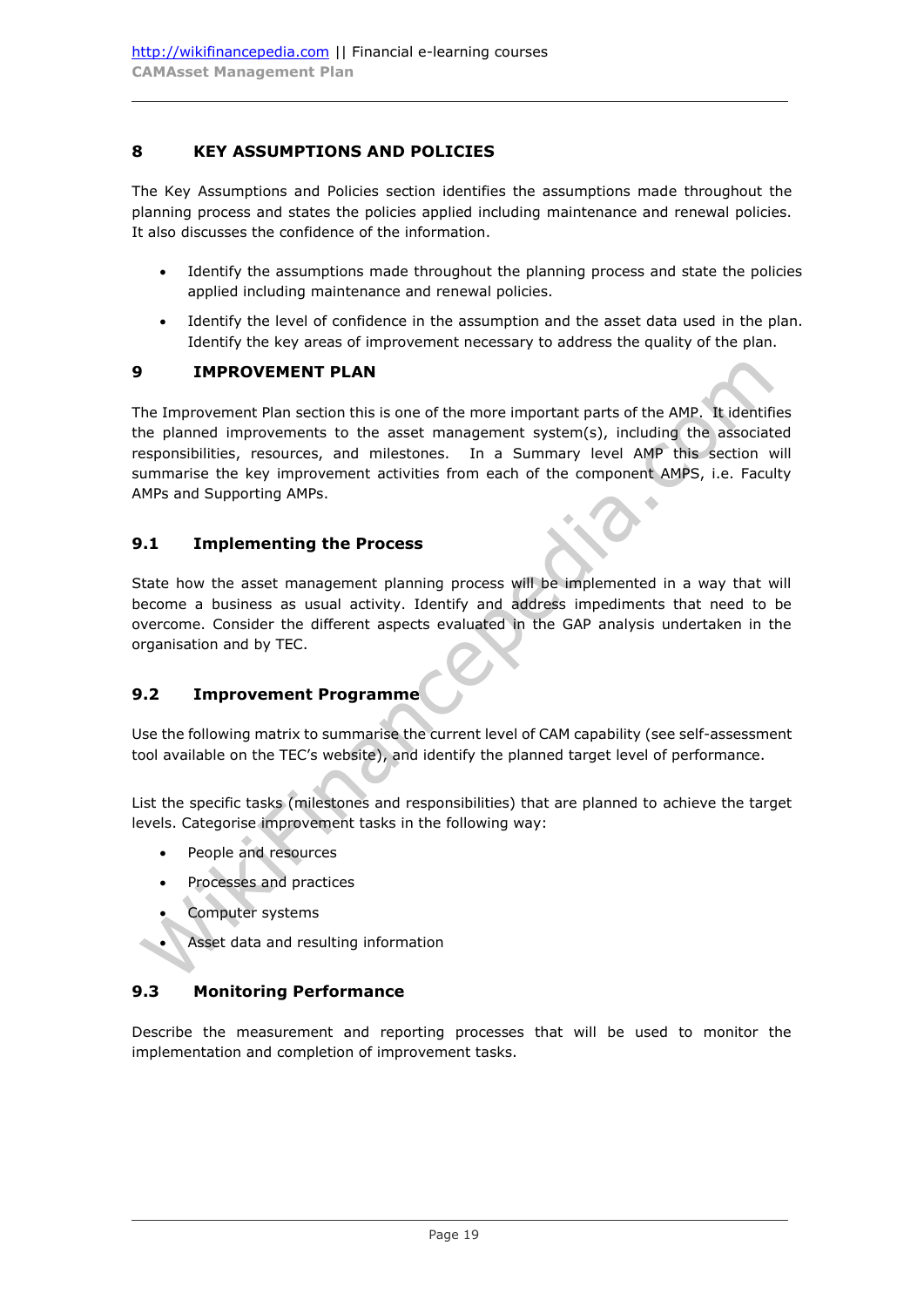## 8 KEY ASSUMPTIONS AND POLICIES

The Key Assumptions and Policies section identifies the assumptions made throughout the planning process and states the policies applied including maintenance and renewal policies. It also discusses the confidence of the information.

- Identify the assumptions made throughout the planning process and state the policies applied including maintenance and renewal policies.
- Identify the level of confidence in the assumption and the asset data used in the plan. Identify the key areas of improvement necessary to address the quality of the plan.

## 9 IMPROVEMENT PLAN

The Improvement Plan section this is one of the more important parts of the AMP. It identifies the planned improvements to the asset management system(s), including the associated responsibilities, resources, and milestones. In a Summary level AMP this section will summarise the key improvement activities from each of the component AMPS, i.e. Faculty AMPs and Supporting AMPs.

### 9.1 Implementing the Process

State how the asset management planning process will be implemented in a way that will become a business as usual activity. Identify and address impediments that need to be overcome. Consider the different aspects evaluated in the GAP analysis undertaken in the organisation and by TEC.

### 9.2 Improvement Programme

Use the following matrix to summarise the current level of CAM capability (see self-assessment tool available on the TEC's website), and identify the planned target level of performance.

List the specific tasks (milestones and responsibilities) that are planned to achieve the target levels. Categorise improvement tasks in the following way:

- People and resources
- Processes and practices
- Computer systems
- Asset data and resulting information

### 9.3 Monitoring Performance

Describe the measurement and reporting processes that will be used to monitor the implementation and completion of improvement tasks.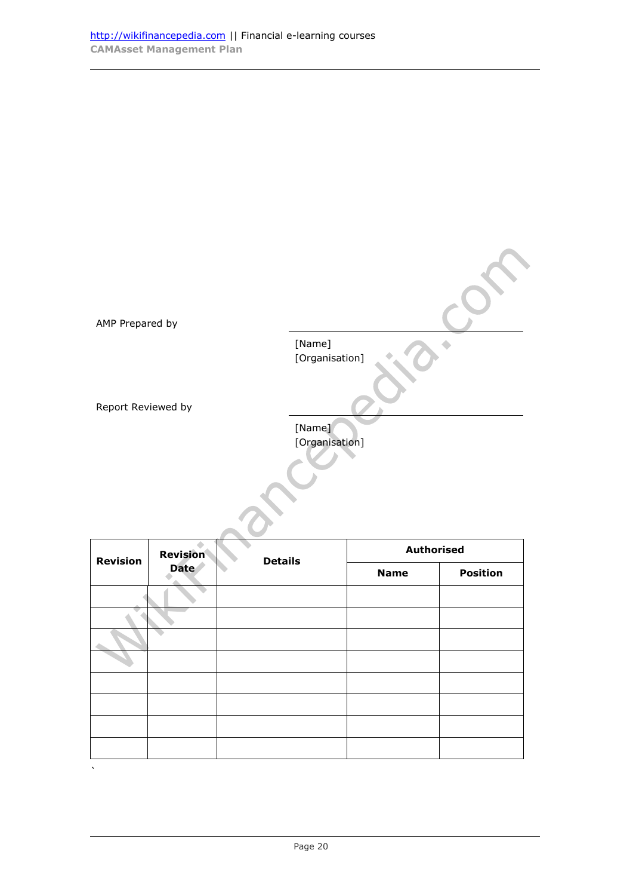AMP Prepared by

[Name]
[Organisation]

Report Reviewed by

[Name]
[Organisation]

| Revision | Revision Date | Details | Authorised | |
|---|---|---|---|---|
| | | | Name | Position |
| | | | | |
| | | | | |
| | | | | |
| | | | | |
| | | | | |
| | | | | |
| | | | | |
| | | | | |

`